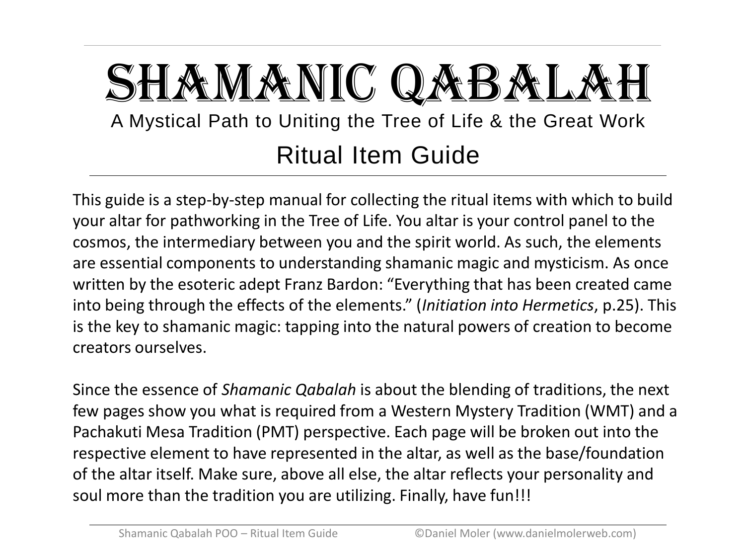# SHAMANIC QABALAH

## A Mystical Path to Uniting the Tree of Life & the Great Work

## Ritual Item Guide

This guide is a step-by-step manual for collecting the ritual items with which to build your altar for pathworking in the Tree of Life. You altar is your control panel to the cosmos, the intermediary between you and the spirit world. As such, the elements are essential components to understanding shamanic magic and mysticism. As once written by the esoteric adept Franz Bardon: "Everything that has been created came into being through the effects of the elements." (*Initiation into Hermetics*, p.25). This is the key to shamanic magic: tapping into the natural powers of creation to become creators ourselves.

Since the essence of *Shamanic Qabalah* is about the blending of traditions, the next few pages show you what is required from a Western Mystery Tradition (WMT) and a Pachakuti Mesa Tradition (PMT) perspective. Each page will be broken out into the respective element to have represented in the altar, as well as the base/foundation of the altar itself. Make sure, above all else, the altar reflects your personality and soul more than the tradition you are utilizing. Finally, have fun!!!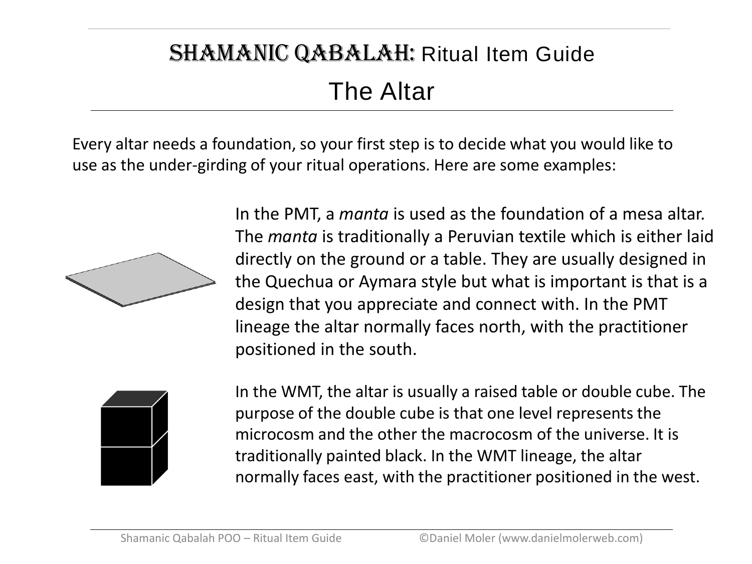# Shamanic Qabalah: Ritual Item Guide

## The Altar

Every altar needs a foundation, so your first step is to decide what you would like to use as the under-girding of your ritual operations. Here are some examples:

In the PMT, a *manta* is used as the foundation of a mesa altar. The *manta* is traditionally a Peruvian textile which is either laid directly on the ground or a table. They are usually designed in the Quechua or Aymara style but what is important is that is a design that you appreciate and connect with. In the PMT lineage the altar normally faces north, with the practitioner positioned in the south.

In the WMT, the altar is usually a raised table or double cube. The purpose of the double cube is that one level represents the microcosm and the other the macrocosm of the universe. It is traditionally painted black. In the WMT lineage, the altar normally faces east, with the practitioner positioned in the west.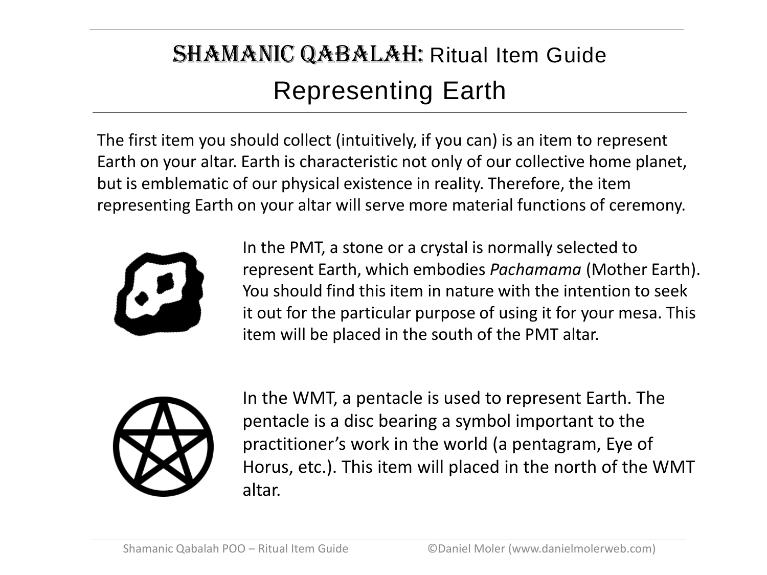# Shamanic Qabalah: Ritual Item Guide

## Representing Earth

The first item you should collect (intuitively, if you can) is an item to represent Earth on your altar. Earth is characteristic not only of our collective home planet, but is emblematic of our physical existence in reality. Therefore, the item representing Earth on your altar will serve more material functions of ceremony.

In the PMT, a stone or a crystal is normally selected to represent Earth, which embodies *Pachamama* (Mother Earth). You should find this item in nature with the intention to seek it out for the particular purpose of using it for your mesa. This item will be placed in the south of the PMT altar.

In the WMT, a pentacle is used to represent Earth. The pentacle is a disc bearing a symbol important to the practitioner's work in the world (a pentagram, Eye of Horus, etc.). This item will placed in the north of the WMT altar.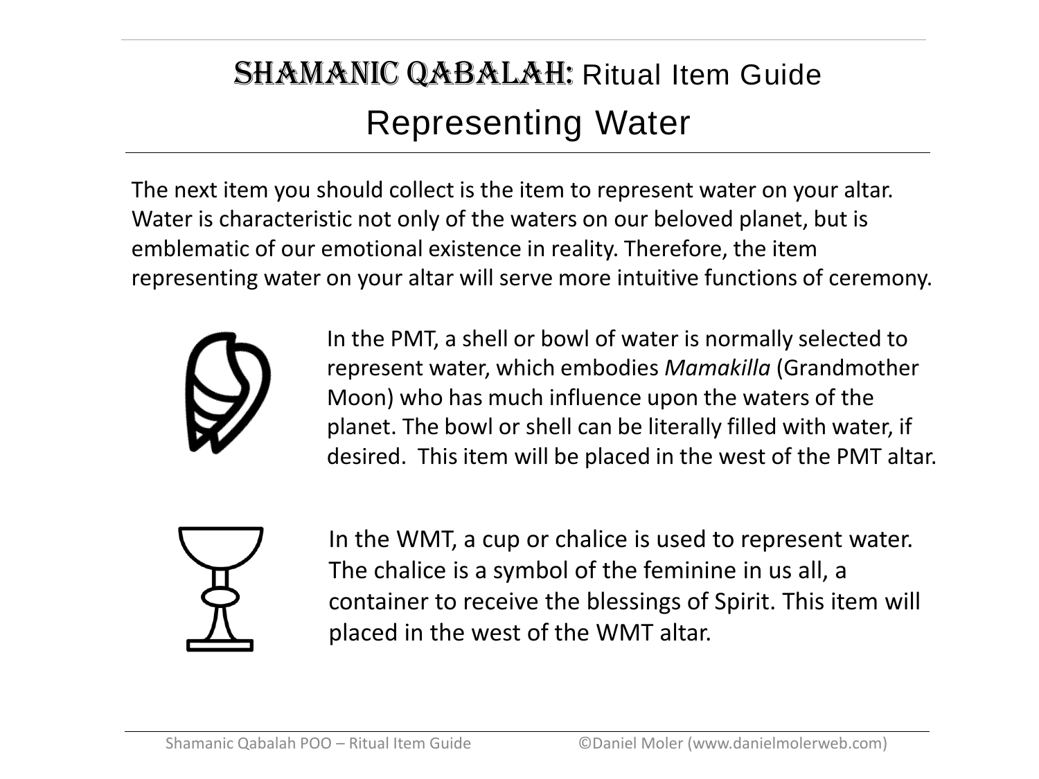# Shamanic Qabalah: Ritual Item Guide

## Representing Water

The next item you should collect is the item to represent water on your altar. Water is characteristic not only of the waters on our beloved planet, but is emblematic of our emotional existence in reality. Therefore, the item representing water on your altar will serve more intuitive functions of ceremony.

In the PMT, a shell or bowl of water is normally selected to represent water, which embodies *Mamakilla* (Grandmother Moon) who has much influence upon the waters of the planet. The bowl or shell can be literally filled with water, if desired. This item will be placed in the west of the PMT altar.

In the WMT, a cup or chalice is used to represent water. The chalice is a symbol of the feminine in us all, a container to receive the blessings of Spirit. This item will placed in the west of the WMT altar.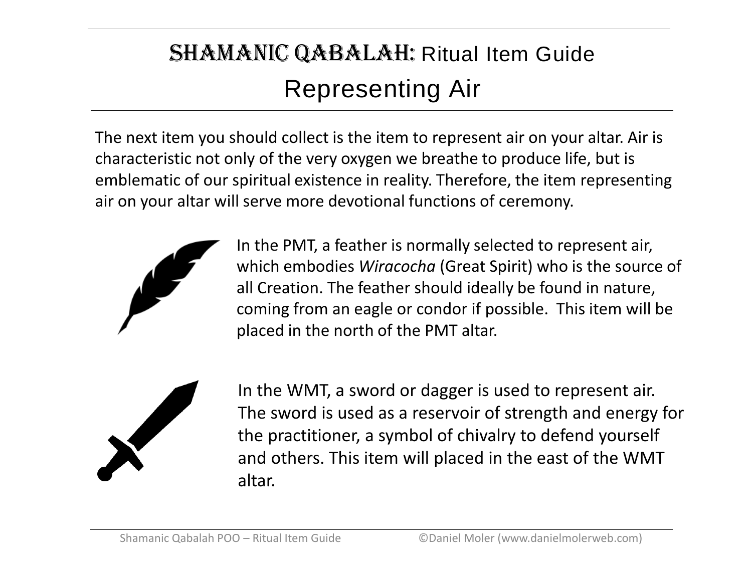# SHAMANIC QABALAH: Ritual Item Guide

## Representing Air

The next item you should collect is the item to represent air on your altar. Air is characteristic not only of the very oxygen we breathe to produce life, but is emblematic of our spiritual existence in reality. Therefore, the item representing air on your altar will serve more devotional functions of ceremony.

In the PMT, a feather is normally selected to represent air, which embodies *Wiracocha* (Great Spirit) who is the source of all Creation. The feather should ideally be found in nature, coming from an eagle or condor if possible. This item will be placed in the north of the PMT altar.

In the WMT, a sword or dagger is used to represent air. The sword is used as a reservoir of strength and energy for the practitioner, a symbol of chivalry to defend yourself and others. This item will placed in the east of the WMT altar.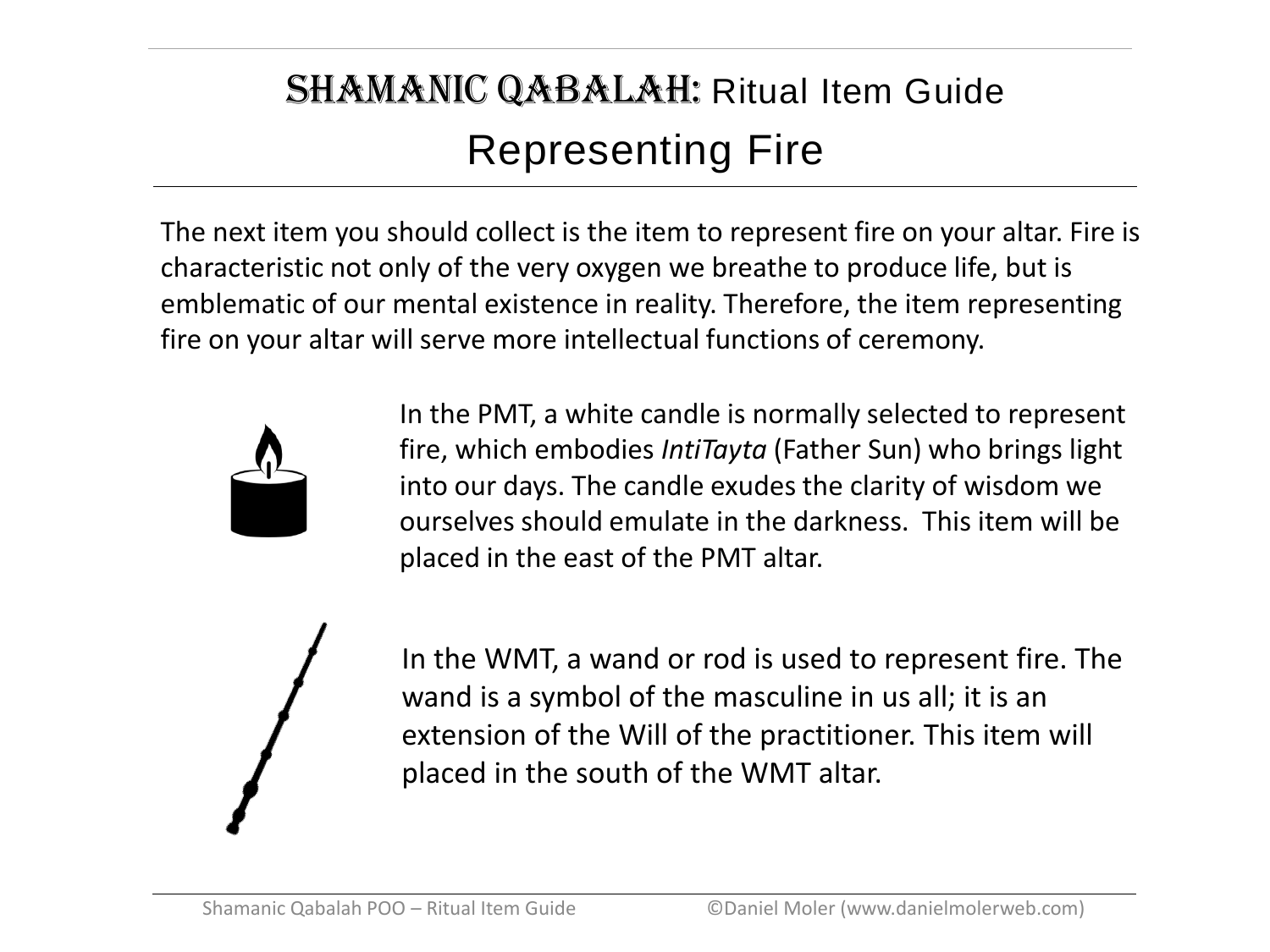# Shamanic Qabalah: Ritual Item Guide

## Representing Fire

The next item you should collect is the item to represent fire on your altar. Fire is characteristic not only of the very oxygen we breathe to produce life, but is emblematic of our mental existence in reality. Therefore, the item representing fire on your altar will serve more intellectual functions of ceremony.

In the PMT, a white candle is normally selected to represent fire, which embodies *IntiTayta* (Father Sun) who brings light into our days. The candle exudes the clarity of wisdom we ourselves should emulate in the darkness. This item will be placed in the east of the PMT altar.

In the WMT, a wand or rod is used to represent fire. The wand is a symbol of the masculine in us all; it is an extension of the Will of the practitioner. This item will placed in the south of the WMT altar.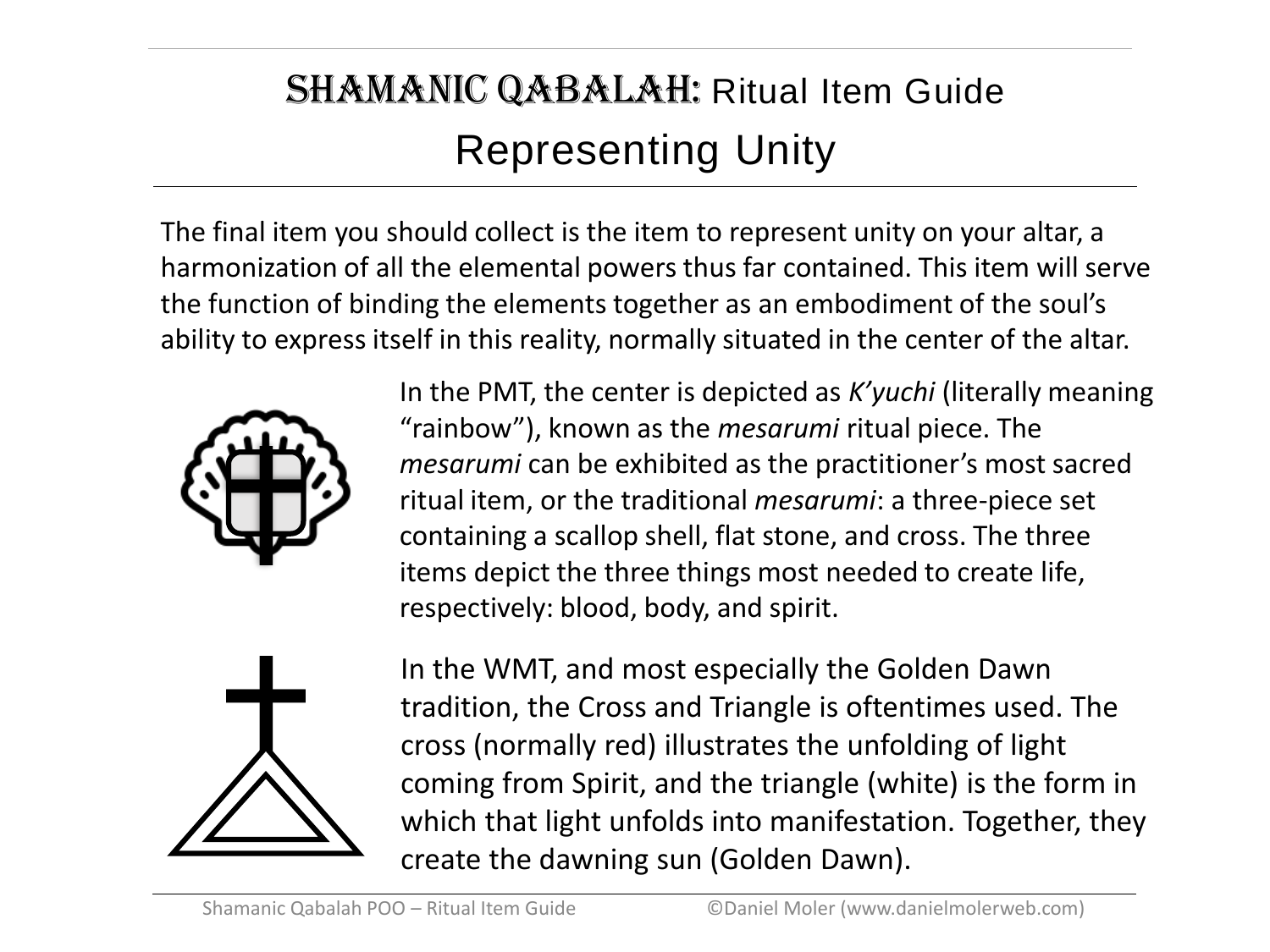# Shamanic Qabalah: Ritual Item Guide

## Representing Unity

The final item you should collect is the item to represent unity on your altar, a harmonization of all the elemental powers thus far contained. This item will serve the function of binding the elements together as an embodiment of the soul's ability to express itself in this reality, normally situated in the center of the altar.

In the PMT, the center is depicted as *K'yuchi* (literally meaning "rainbow"), known as the *mesarumi* ritual piece. The *mesarumi* can be exhibited as the practitioner's most sacred ritual item, or the traditional *mesarumi*: a three-piece set containing a scallop shell, flat stone, and cross. The three items depict the three things most needed to create life, respectively: blood, body, and spirit.

In the WMT, and most especially the Golden Dawn tradition, the Cross and Triangle is oftentimes used. The cross (normally red) illustrates the unfolding of light coming from Spirit, and the triangle (white) is the form in which that light unfolds into manifestation. Together, they create the dawning sun (Golden Dawn).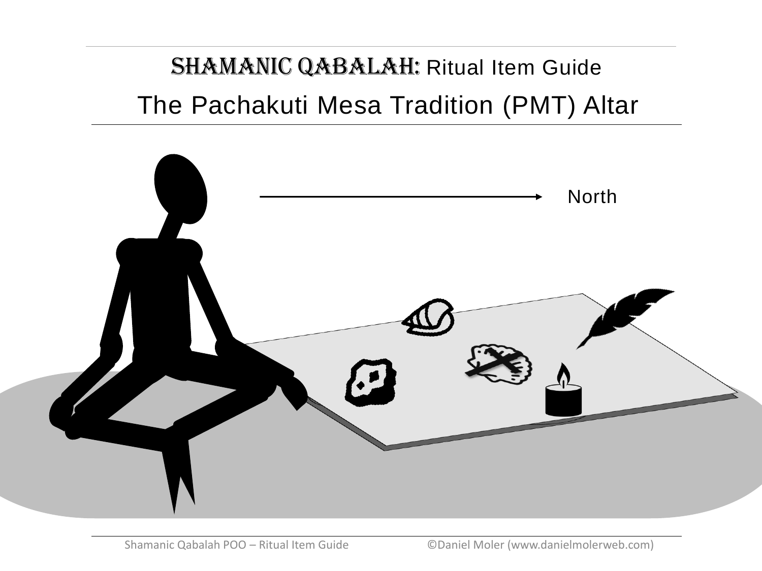# SHAMANIC QABALAH: Ritual Item Guide

## The Pachakuti Mesa Tradition (PMT) Altar

North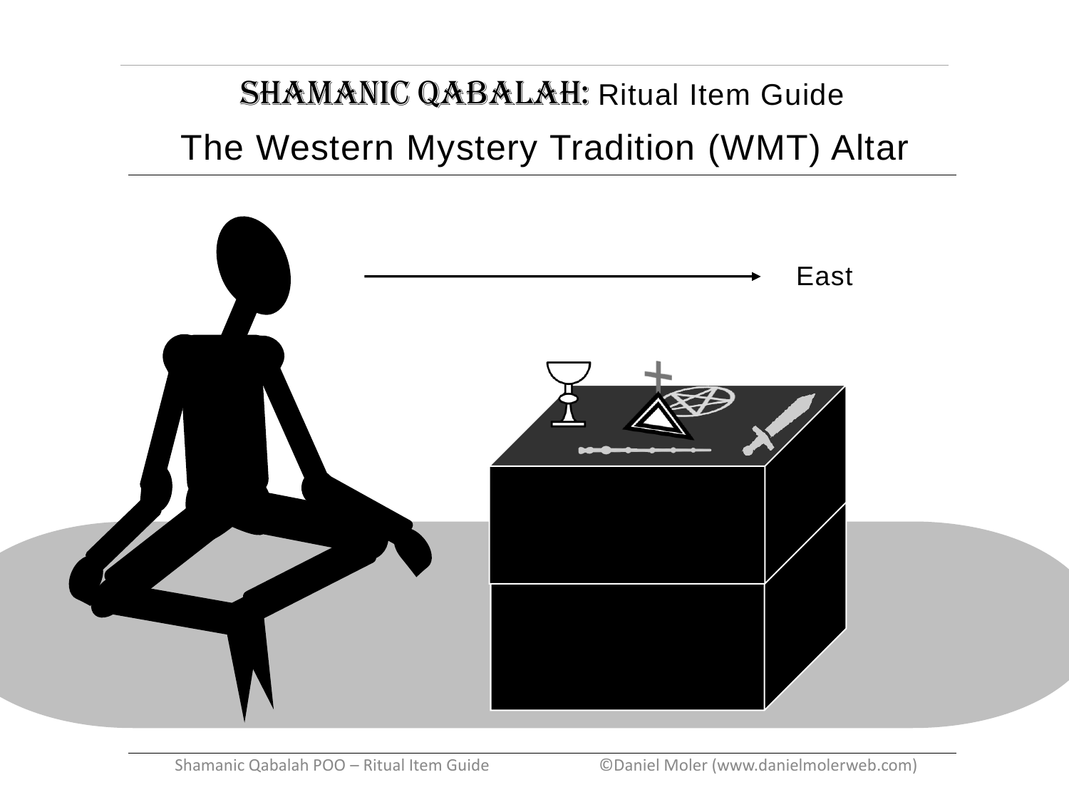# SHAMANIC QABALAH: Ritual Item Guide

## The Western Mystery Tradition (WMT) Altar

East